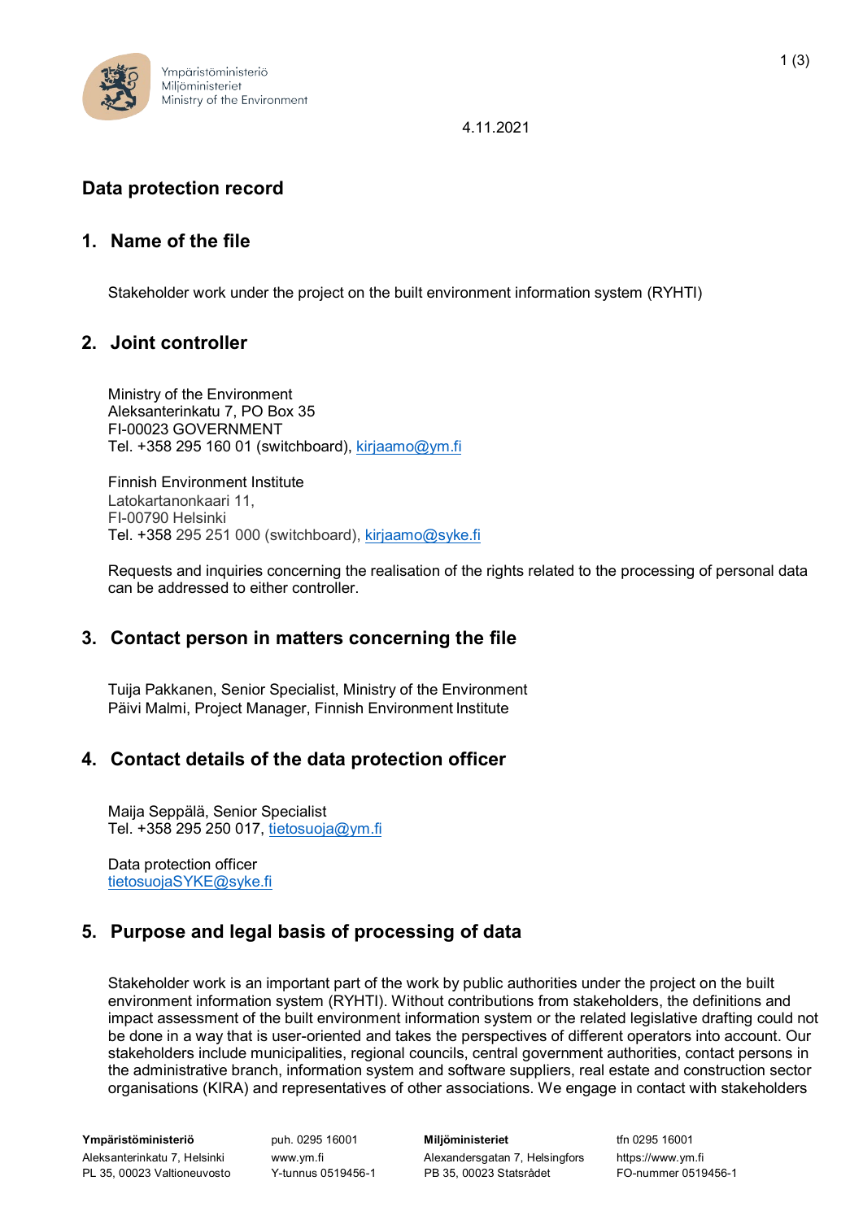4.11.2021

# Data protection record

## 1. Name of the file

Stakeholder work under the project on the built environment information system (RYHTI)

## 2. Joint controller

Ministry of the Environment
Aleksanterinkatu 7, PO Box 35
FI-00023 GOVERNMENT
Tel. +358 295 160 01 (switchboard), kirjaamo@ym.fi

Finnish Environment Institute
Latokartanonkaari 11,
FI-00790 Helsinki
Tel. +358 295 251 000 (switchboard), kirjaamo@syke.fi

Requests and inquiries concerning the realisation of the rights related to the processing of personal data can be addressed to either controller.

## 3. Contact person in matters concerning the file

Tuija Pakkanen, Senior Specialist, Ministry of the Environment
Päivi Malmi, Project Manager, Finnish Environment Institute

## 4. Contact details of the data protection officer

Maija Seppälä, Senior Specialist
Tel. +358 295 250 017, tietosuoja@ym.fi

Data protection officer
tietosuojaSYKE@syke.fi

## 5. Purpose and legal basis of processing of data

Stakeholder work is an important part of the work by public authorities under the project on the built environment information system (RYHTI). Without contributions from stakeholders, the definitions and impact assessment of the built environment information system or the related legislative drafting could not be done in a way that is user-oriented and takes the perspectives of different operators into account. Our stakeholders include municipalities, regional councils, central government authorities, contact persons in the administrative branch, information system and software suppliers, real estate and construction sector organisations (KIRA) and representatives of other associations. We engage in contact with stakeholders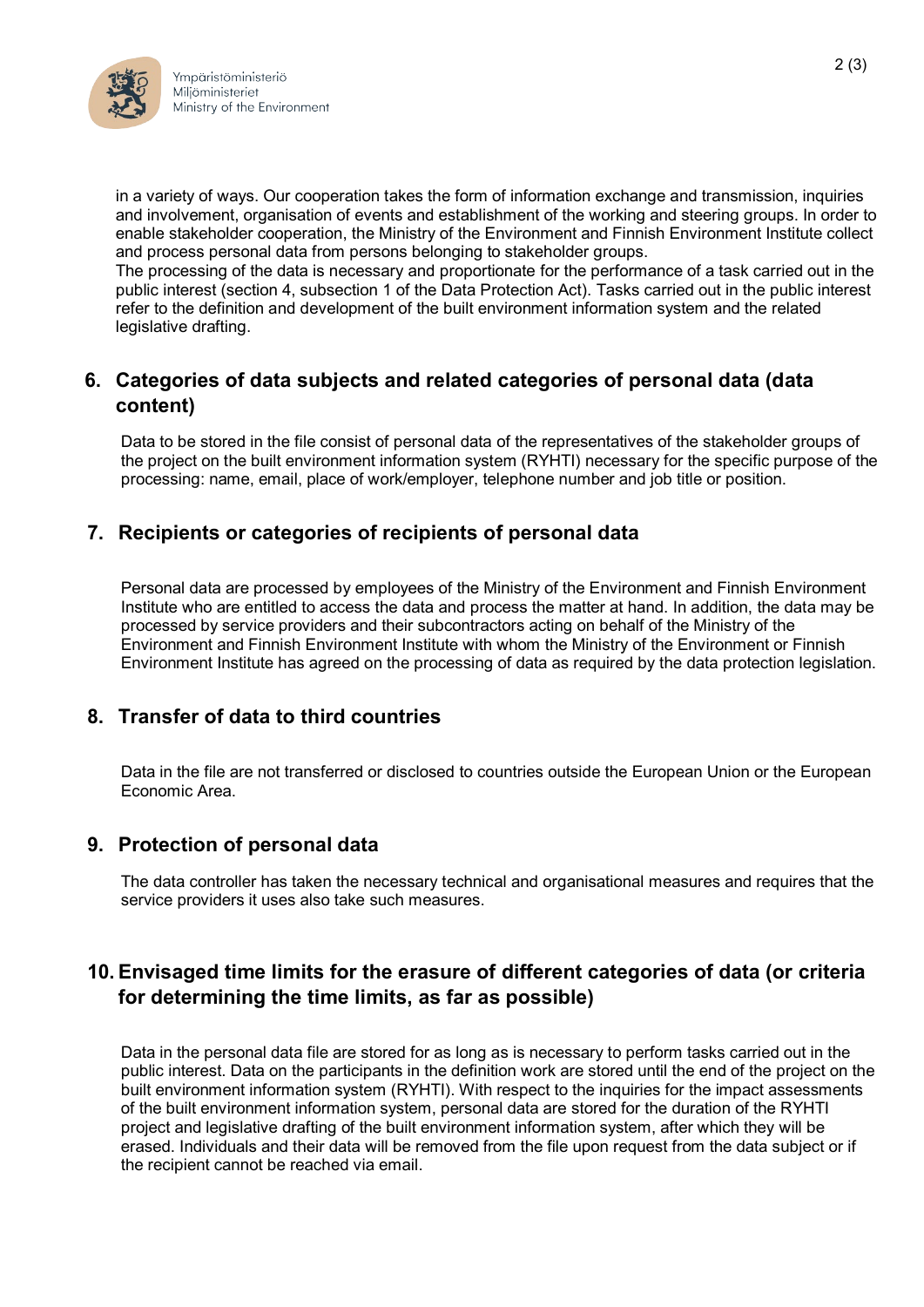in a variety of ways. Our cooperation takes the form of information exchange and transmission, inquiries and involvement, organisation of events and establishment of the working and steering groups. In order to enable stakeholder cooperation, the Ministry of the Environment and Finnish Environment Institute collect and process personal data from persons belonging to stakeholder groups.
The processing of the data is necessary and proportionate for the performance of a task carried out in the public interest (section 4, subsection 1 of the Data Protection Act). Tasks carried out in the public interest refer to the definition and development of the built environment information system and the related legislative drafting.

## 6. Categories of data subjects and related categories of personal data (data content)

Data to be stored in the file consist of personal data of the representatives of the stakeholder groups of the project on the built environment information system (RYHTI) necessary for the specific purpose of the processing: name, email, place of work/employer, telephone number and job title or position.

## 7. Recipients or categories of recipients of personal data

Personal data are processed by employees of the Ministry of the Environment and Finnish Environment Institute who are entitled to access the data and process the matter at hand. In addition, the data may be processed by service providers and their subcontractors acting on behalf of the Ministry of the Environment and Finnish Environment Institute with whom the Ministry of the Environment or Finnish Environment Institute has agreed on the processing of data as required by the data protection legislation.

## 8. Transfer of data to third countries

Data in the file are not transferred or disclosed to countries outside the European Union or the European Economic Area.

## 9. Protection of personal data

The data controller has taken the necessary technical and organisational measures and requires that the service providers it uses also take such measures.

## 10. Envisaged time limits for the erasure of different categories of data (or criteria for determining the time limits, as far as possible)

Data in the personal data file are stored for as long as is necessary to perform tasks carried out in the public interest. Data on the participants in the definition work are stored until the end of the project on the built environment information system (RYHTI). With respect to the inquiries for the impact assessments of the built environment information system, personal data are stored for the duration of the RYHTI project and legislative drafting of the built environment information system, after which they will be erased. Individuals and their data will be removed from the file upon request from the data subject or if the recipient cannot be reached via email.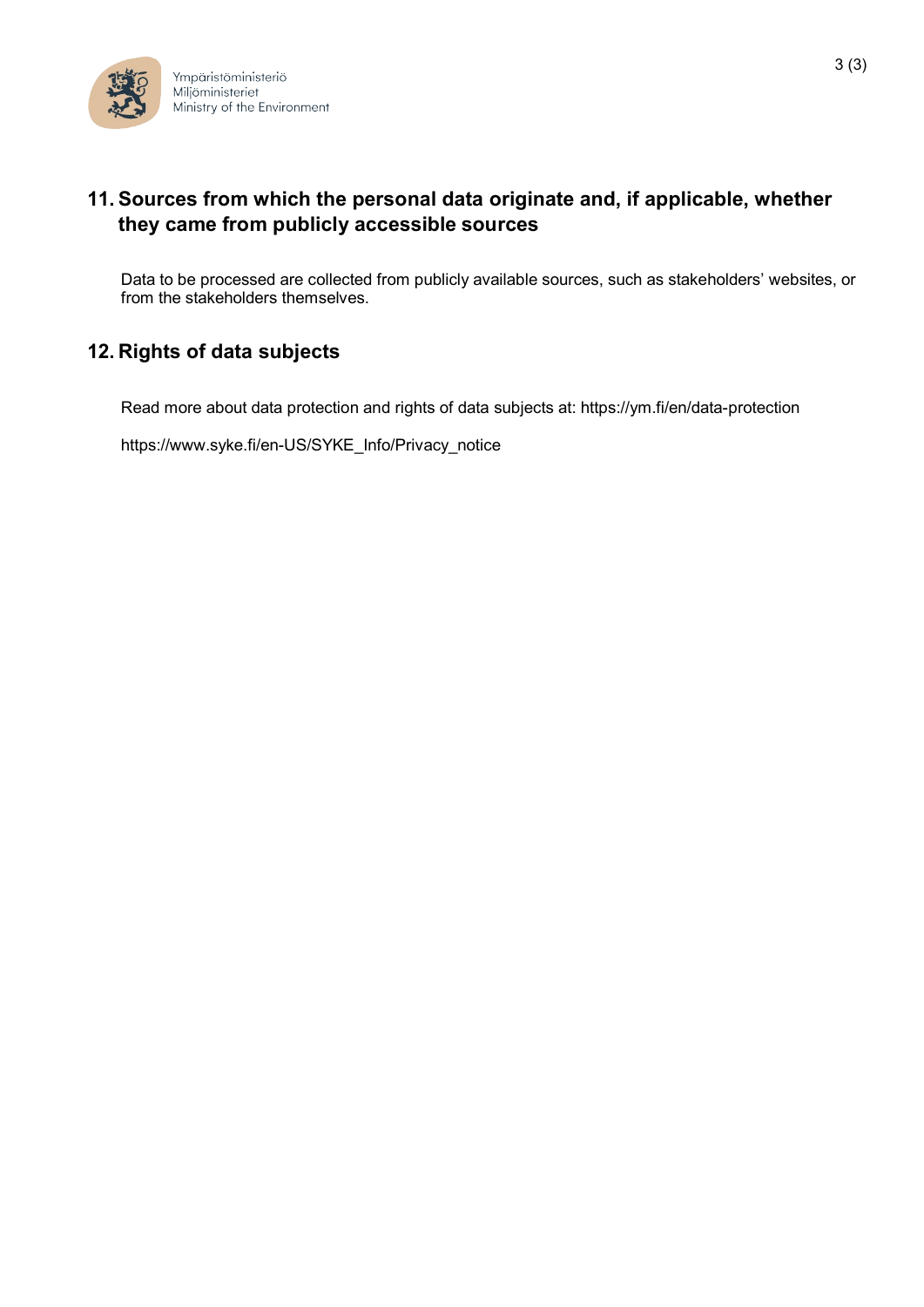## 11. Sources from which the personal data originate and, if applicable, whether they came from publicly accessible sources

Data to be processed are collected from publicly available sources, such as stakeholders' websites, or from the stakeholders themselves.

## 12. Rights of data subjects

Read more about data protection and rights of data subjects at: https://ym.fi/en/data-protection

https://www.syke.fi/en-US/SYKE_Info/Privacy_notice